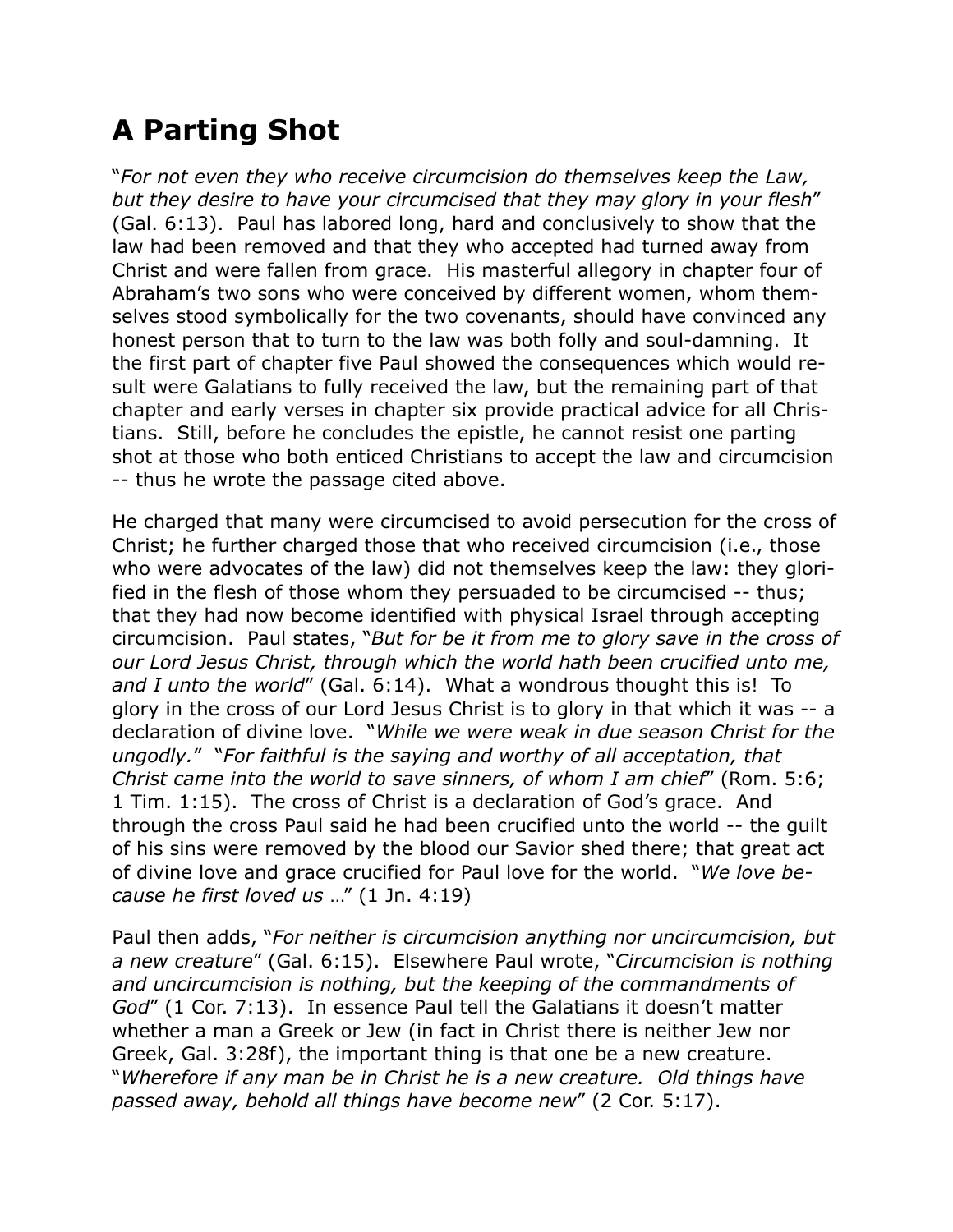# A Parting Shot

"*For not even they who receive circumcision do themselves keep the Law, but they desire to have your circumcised that they may glory in your flesh*" (Gal. 6:13). Paul has labored long, hard and conclusively to show that the law had been removed and that they who accepted had turned away from Christ and were fallen from grace. His masterful allegory in chapter four of Abraham's two sons who were conceived by different women, whom themselves stood symbolically for the two covenants, should have convinced any honest person that to turn to the law was both folly and soul-damning. It the first part of chapter five Paul showed the consequences which would result were Galatians to fully received the law, but the remaining part of that chapter and early verses in chapter six provide practical advice for all Christians. Still, before he concludes the epistle, he cannot resist one parting shot at those who both enticed Christians to accept the law and circumcision -- thus he wrote the passage cited above.

He charged that many were circumcised to avoid persecution for the cross of Christ; he further charged those that who received circumcision (i.e., those who were advocates of the law) did not themselves keep the law: they glorified in the flesh of those whom they persuaded to be circumcised -- thus; that they had now become identified with physical Israel through accepting circumcision. Paul states, "*But for be it from me to glory save in the cross of our Lord Jesus Christ, through which the world hath been crucified unto me, and I unto the world*" (Gal. 6:14). What a wondrous thought this is! To glory in the cross of our Lord Jesus Christ is to glory in that which it was -- a declaration of divine love. "*While we were weak in due season Christ for the ungodly.*" "*For faithful is the saying and worthy of all acceptation, that Christ came into the world to save sinners, of whom I am chief*" (Rom. 5:6; 1 Tim. 1:15). The cross of Christ is a declaration of God's grace. And through the cross Paul said he had been crucified unto the world -- the guilt of his sins were removed by the blood our Savior shed there; that great act of divine love and grace crucified for Paul love for the world. "*We love because he first loved us* …" (1 Jn. 4:19)

Paul then adds, "*For neither is circumcision anything nor uncircumcision, but a new creature*" (Gal. 6:15). Elsewhere Paul wrote, "*Circumcision is nothing and uncircumcision is nothing, but the keeping of the commandments of God*" (1 Cor. 7:13). In essence Paul tell the Galatians it doesn't matter whether a man a Greek or Jew (in fact in Christ there is neither Jew nor Greek, Gal. 3:28f), the important thing is that one be a new creature. "*Wherefore if any man be in Christ he is a new creature. Old things have passed away, behold all things have become new*" (2 Cor. 5:17).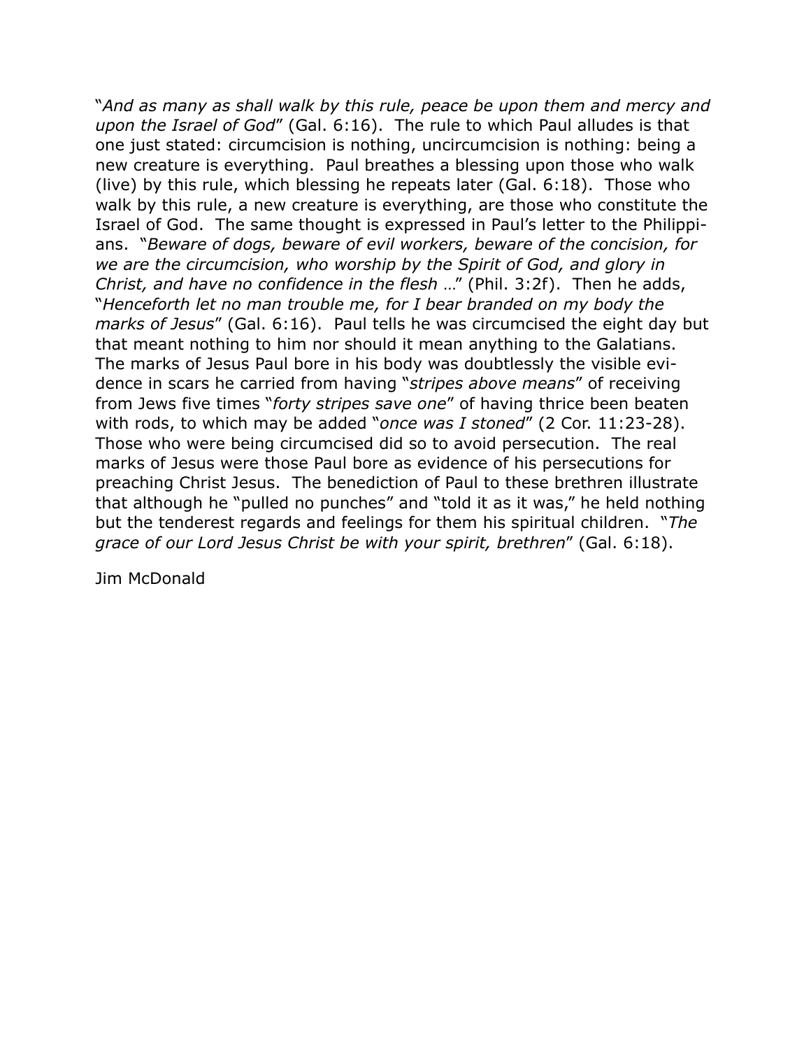"*And as many as shall walk by this rule, peace be upon them and mercy and upon the Israel of God*" (Gal. 6:16). The rule to which Paul alludes is that one just stated: circumcision is nothing, uncircumcision is nothing: being a new creature is everything. Paul breathes a blessing upon those who walk (live) by this rule, which blessing he repeats later (Gal. 6:18). Those who walk by this rule, a new creature is everything, are those who constitute the Israel of God. The same thought is expressed in Paul's letter to the Philippians. "*Beware of dogs, beware of evil workers, beware of the concision, for we are the circumcision, who worship by the Spirit of God, and glory in Christ, and have no confidence in the flesh* …" (Phil. 3:2f). Then he adds, "*Henceforth let no man trouble me, for I bear branded on my body the marks of Jesus*" (Gal. 6:16). Paul tells he was circumcised the eight day but that meant nothing to him nor should it mean anything to the Galatians. The marks of Jesus Paul bore in his body was doubtlessly the visible evidence in scars he carried from having "*stripes above means*" of receiving from Jews five times "*forty stripes save one*" of having thrice been beaten with rods, to which may be added "*once was I stoned*" (2 Cor. 11:23-28). Those who were being circumcised did so to avoid persecution. The real marks of Jesus were those Paul bore as evidence of his persecutions for preaching Christ Jesus. The benediction of Paul to these brethren illustrate that although he "pulled no punches" and "told it as it was," he held nothing but the tenderest regards and feelings for them his spiritual children. "*The grace of our Lord Jesus Christ be with your spirit, brethren*" (Gal. 6:18).

Jim McDonald